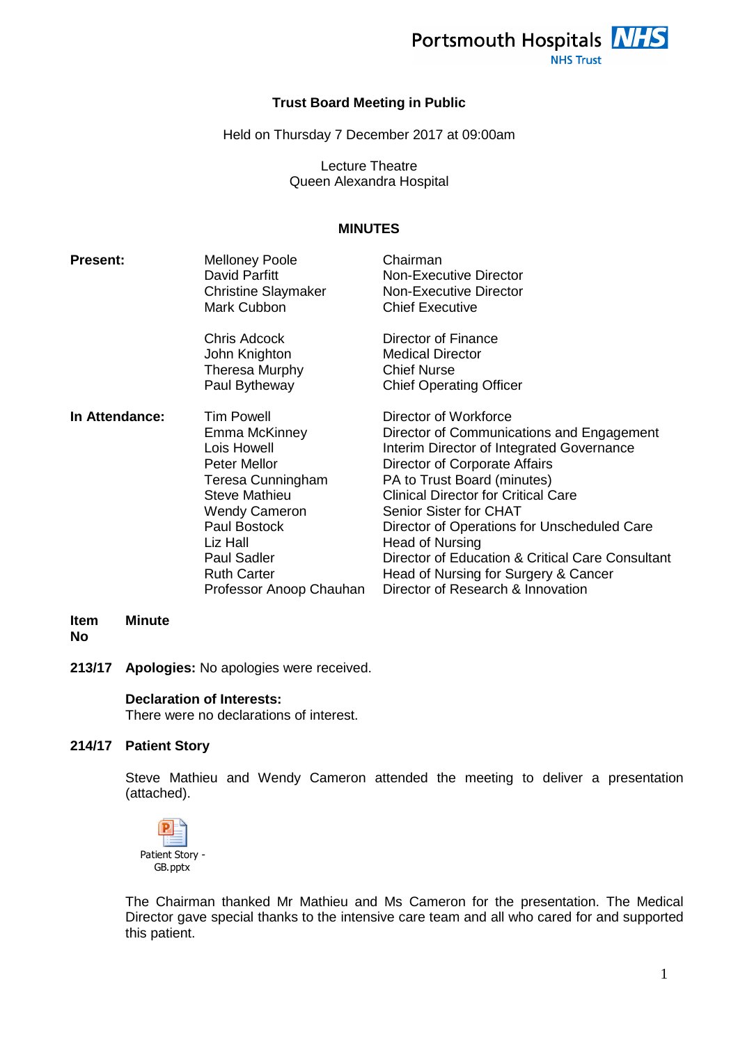# Trust Board Meeting in Public

Held on Thursday 7 December 2017 at 09:00am

Lecture Theatre
Queen Alexandra Hospital

## MINUTES

| | | |
|---|---|---|
| **Present:** | Melloney Poole | Chairman |
| | David Parfitt | Non-Executive Director |
| | Christine Slaymaker | Non-Executive Director |
| | Mark Cubbon | Chief Executive |
| | Chris Adcock | Director of Finance |
| | John Knighton | Medical Director |
| | Theresa Murphy | Chief Nurse |
| | Paul Bytheway | Chief Operating Officer |
| **In Attendance:** | Tim Powell | Director of Workforce |
| | Emma McKinney | Director of Communications and Engagement |
| | Lois Howell | Interim Director of Integrated Governance |
| | Peter Mellor | Director of Corporate Affairs |
| | Teresa Cunningham | PA to Trust Board (minutes) |
| | Steve Mathieu | Clinical Director for Critical Care |
| | Wendy Cameron | Senior Sister for CHAT |
| | Paul Bostock | Director of Operations for Unscheduled Care |
| | Liz Hall | Head of Nursing |
| | Paul Sadler | Director of Education & Critical Care Consultant |
| | Ruth Carter | Head of Nursing for Surgery & Cancer |
| | Professor Anoop Chauhan | Director of Research & Innovation |

| Item No | Minute |
|---|---|

**213/17** **Apologies:** No apologies were received.

**Declaration of Interests:**
There were no declarations of interest.

**214/17** **Patient Story**

Steve Mathieu and Wendy Cameron attended the meeting to deliver a presentation (attached).

Patient Story - GB.pptx

The Chairman thanked Mr Mathieu and Ms Cameron for the presentation. The Medical Director gave special thanks to the intensive care team and all who cared for and supported this patient.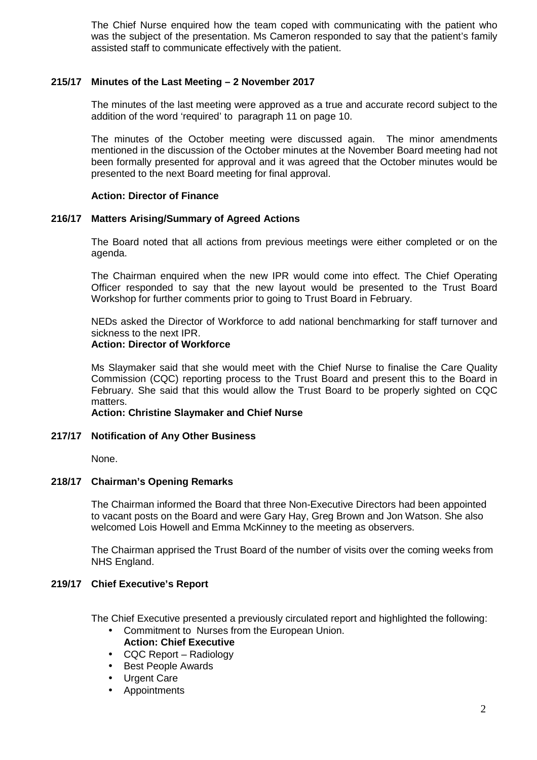The Chief Nurse enquired how the team coped with communicating with the patient who was the subject of the presentation. Ms Cameron responded to say that the patient's family assisted staff to communicate effectively with the patient.

### 215/17 Minutes of the Last Meeting – 2 November 2017

The minutes of the last meeting were approved as a true and accurate record subject to the addition of the word 'required' to paragraph 11 on page 10.

The minutes of the October meeting were discussed again. The minor amendments mentioned in the discussion of the October minutes at the November Board meeting had not been formally presented for approval and it was agreed that the October minutes would be presented to the next Board meeting for final approval.

**Action: Director of Finance**

### 216/17 Matters Arising/Summary of Agreed Actions

The Board noted that all actions from previous meetings were either completed or on the agenda.

The Chairman enquired when the new IPR would come into effect. The Chief Operating Officer responded to say that the new layout would be presented to the Trust Board Workshop for further comments prior to going to Trust Board in February.

NEDs asked the Director of Workforce to add national benchmarking for staff turnover and sickness to the next IPR.

**Action: Director of Workforce**

Ms Slaymaker said that she would meet with the Chief Nurse to finalise the Care Quality Commission (CQC) reporting process to the Trust Board and present this to the Board in February. She said that this would allow the Trust Board to be properly sighted on CQC matters.

**Action: Christine Slaymaker and Chief Nurse**

### 217/17 Notification of Any Other Business

None.

### 218/17 Chairman's Opening Remarks

The Chairman informed the Board that three Non-Executive Directors had been appointed to vacant posts on the Board and were Gary Hay, Greg Brown and Jon Watson. She also welcomed Lois Howell and Emma McKinney to the meeting as observers.

The Chairman apprised the Trust Board of the number of visits over the coming weeks from NHS England.

### 219/17 Chief Executive's Report

The Chief Executive presented a previously circulated report and highlighted the following:

- Commitment to Nurses from the European Union.
  **Action: Chief Executive**
- CQC Report – Radiology
- Best People Awards
- Urgent Care
- Appointments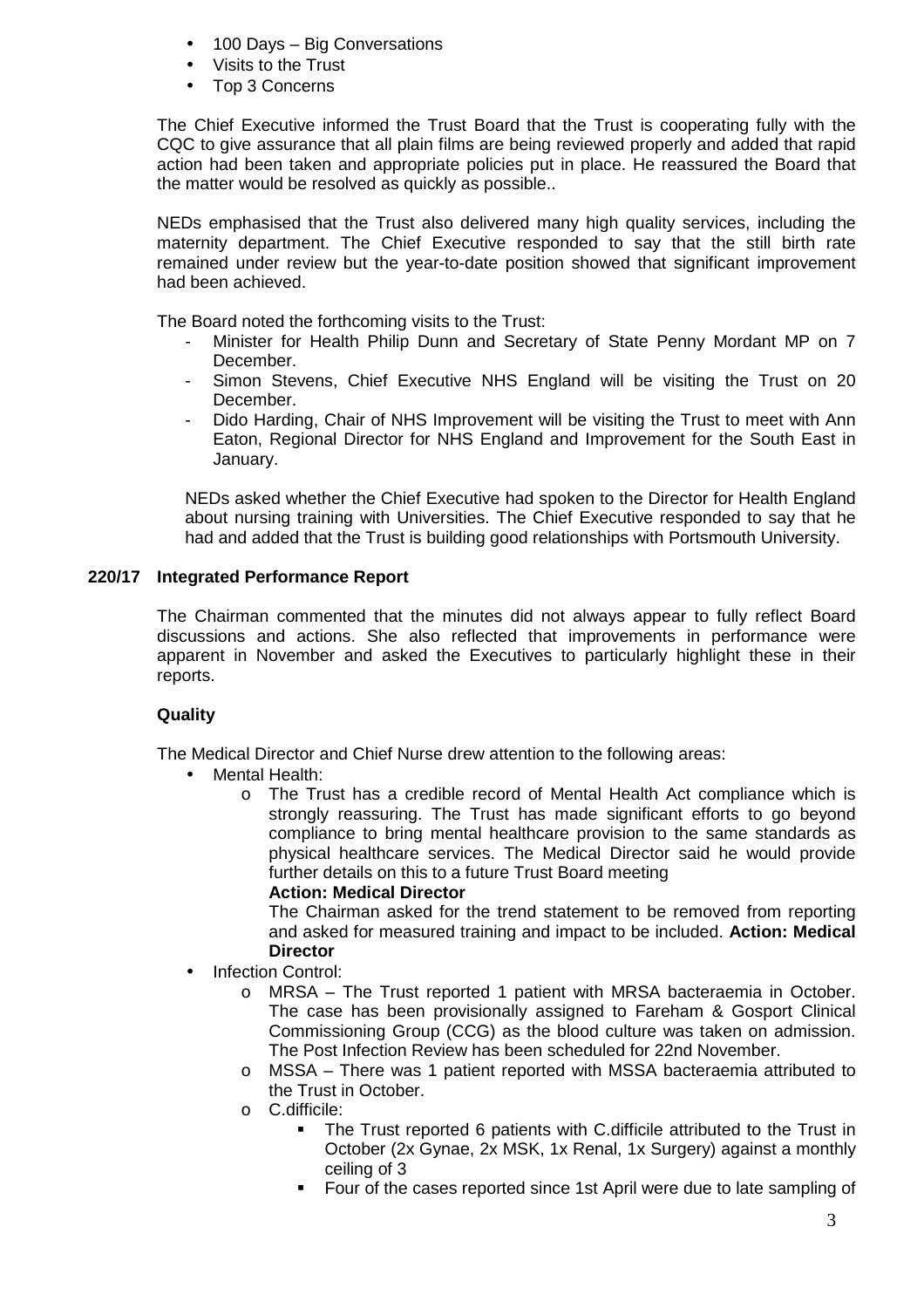- 100 Days – Big Conversations
- Visits to the Trust
- Top 3 Concerns

The Chief Executive informed the Trust Board that the Trust is cooperating fully with the CQC to give assurance that all plain films are being reviewed properly and added that rapid action had been taken and appropriate policies put in place. He reassured the Board that the matter would be resolved as quickly as possible..

NEDs emphasised that the Trust also delivered many high quality services, including the maternity department. The Chief Executive responded to say that the still birth rate remained under review but the year-to-date position showed that significant improvement had been achieved.

The Board noted the forthcoming visits to the Trust:

- Minister for Health Philip Dunn and Secretary of State Penny Mordant MP on 7 December.
- Simon Stevens, Chief Executive NHS England will be visiting the Trust on 20 December.
- Dido Harding, Chair of NHS Improvement will be visiting the Trust to meet with Ann Eaton, Regional Director for NHS England and Improvement for the South East in January.

NEDs asked whether the Chief Executive had spoken to the Director for Health England about nursing training with Universities. The Chief Executive responded to say that he had and added that the Trust is building good relationships with Portsmouth University.

**220/17 Integrated Performance Report**

The Chairman commented that the minutes did not always appear to fully reflect Board discussions and actions. She also reflected that improvements in performance were apparent in November and asked the Executives to particularly highlight these in their reports.

**Quality**

The Medical Director and Chief Nurse drew attention to the following areas:

- Mental Health:
  - The Trust has a credible record of Mental Health Act compliance which is strongly reassuring. The Trust has made significant efforts to go beyond compliance to bring mental healthcare provision to the same standards as physical healthcare services. The Medical Director said he would provide further details on this to a future Trust Board meeting
    **Action: Medical Director**
    The Chairman asked for the trend statement to be removed from reporting and asked for measured training and impact to be included. **Action: Medical Director**
- Infection Control:
  - MRSA – The Trust reported 1 patient with MRSA bacteraemia in October. The case has been provisionally assigned to Fareham & Gosport Clinical Commissioning Group (CCG) as the blood culture was taken on admission. The Post Infection Review has been scheduled for 22nd November.
  - MSSA – There was 1 patient reported with MSSA bacteraemia attributed to the Trust in October.
  - C.difficile:
    - The Trust reported 6 patients with C.difficile attributed to the Trust in October (2x Gynae, 2x MSK, 1x Renal, 1x Surgery) against a monthly ceiling of 3
    - Four of the cases reported since 1st April were due to late sampling of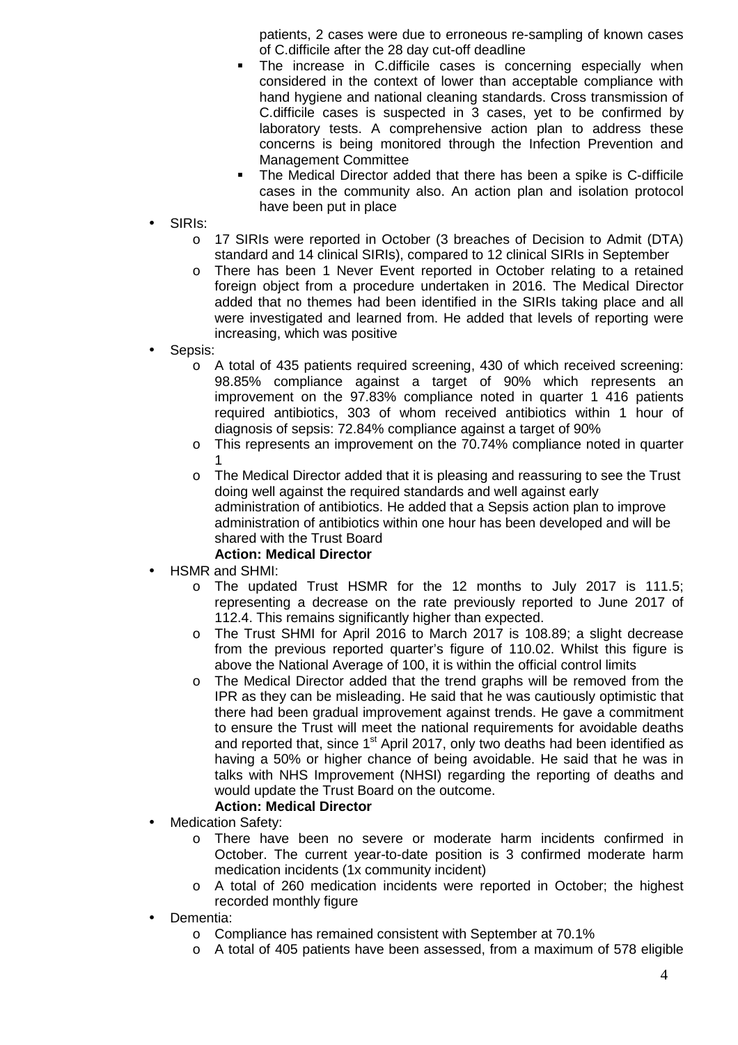patients, 2 cases were due to erroneous re-sampling of known cases of C.difficile after the 28 day cut-off deadline

   - The increase in C.difficile cases is concerning especially when considered in the context of lower than acceptable compliance with hand hygiene and national cleaning standards. Cross transmission of C.difficile cases is suspected in 3 cases, yet to be confirmed by laboratory tests. A comprehensive action plan to address these concerns is being monitored through the Infection Prevention and Management Committee
   - The Medical Director added that there has been a spike is C-difficile cases in the community also. An action plan and isolation protocol have been put in place

- SIRIs:
  - 17 SIRIs were reported in October (3 breaches of Decision to Admit (DTA) standard and 14 clinical SIRIs), compared to 12 clinical SIRIs in September
  - There has been 1 Never Event reported in October relating to a retained foreign object from a procedure undertaken in 2016. The Medical Director added that no themes had been identified in the SIRIs taking place and all were investigated and learned from. He added that levels of reporting were increasing, which was positive
- Sepsis:
  - A total of 435 patients required screening, 430 of which received screening: 98.85% compliance against a target of 90% which represents an improvement on the 97.83% compliance noted in quarter 1 416 patients required antibiotics, 303 of whom received antibiotics within 1 hour of diagnosis of sepsis: 72.84% compliance against a target of 90%
  - This represents an improvement on the 70.74% compliance noted in quarter 1
  - The Medical Director added that it is pleasing and reassuring to see the Trust doing well against the required standards and well against early administration of antibiotics. He added that a Sepsis action plan to improve administration of antibiotics within one hour has been developed and will be shared with the Trust Board

  **Action: Medical Director**
- HSMR and SHMI:
  - The updated Trust HSMR for the 12 months to July 2017 is 111.5; representing a decrease on the rate previously reported to June 2017 of 112.4. This remains significantly higher than expected.
  - The Trust SHMI for April 2016 to March 2017 is 108.89; a slight decrease from the previous reported quarter's figure of 110.02. Whilst this figure is above the National Average of 100, it is within the official control limits
  - The Medical Director added that the trend graphs will be removed from the IPR as they can be misleading. He said that he was cautiously optimistic that there had been gradual improvement against trends. He gave a commitment to ensure the Trust will meet the national requirements for avoidable deaths and reported that, since 1st April 2017, only two deaths had been identified as having a 50% or higher chance of being avoidable. He said that he was in talks with NHS Improvement (NHSI) regarding the reporting of deaths and would update the Trust Board on the outcome.

  **Action: Medical Director**
- Medication Safety:
  - There have been no severe or moderate harm incidents confirmed in October. The current year-to-date position is 3 confirmed moderate harm medication incidents (1x community incident)
  - A total of 260 medication incidents were reported in October; the highest recorded monthly figure
- Dementia:
  - Compliance has remained consistent with September at 70.1%
  - A total of 405 patients have been assessed, from a maximum of 578 eligible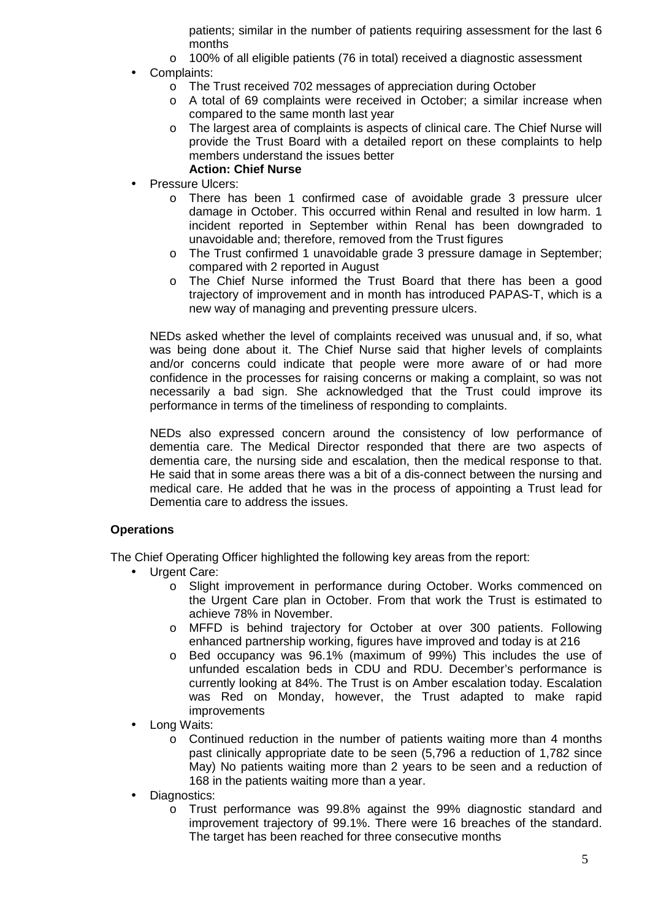patients; similar in the number of patients requiring assessment for the last 6 months
    - 100% of all eligible patients (76 in total) received a diagnostic assessment
- Complaints:
    - The Trust received 702 messages of appreciation during October
    - A total of 69 complaints were received in October; a similar increase when compared to the same month last year
    - The largest area of complaints is aspects of clinical care. The Chief Nurse will provide the Trust Board with a detailed report on these complaints to help members understand the issues better
      **Action: Chief Nurse**
- Pressure Ulcers:
    - There has been 1 confirmed case of avoidable grade 3 pressure ulcer damage in October. This occurred within Renal and resulted in low harm. 1 incident reported in September within Renal has been downgraded to unavoidable and; therefore, removed from the Trust figures
    - The Trust confirmed 1 unavoidable grade 3 pressure damage in September; compared with 2 reported in August
    - The Chief Nurse informed the Trust Board that there has been a good trajectory of improvement and in month has introduced PAPAS-T, which is a new way of managing and preventing pressure ulcers.

NEDs asked whether the level of complaints received was unusual and, if so, what was being done about it. The Chief Nurse said that higher levels of complaints and/or concerns could indicate that people were more aware of or had more confidence in the processes for raising concerns or making a complaint, so was not necessarily a bad sign. She acknowledged that the Trust could improve its performance in terms of the timeliness of responding to complaints.

NEDs also expressed concern around the consistency of low performance of dementia care. The Medical Director responded that there are two aspects of dementia care, the nursing side and escalation, then the medical response to that. He said that in some areas there was a bit of a dis-connect between the nursing and medical care. He added that he was in the process of appointing a Trust lead for Dementia care to address the issues.

**Operations**

The Chief Operating Officer highlighted the following key areas from the report:

- Urgent Care:
    - Slight improvement in performance during October. Works commenced on the Urgent Care plan in October. From that work the Trust is estimated to achieve 78% in November.
    - MFFD is behind trajectory for October at over 300 patients. Following enhanced partnership working, figures have improved and today is at 216
    - Bed occupancy was 96.1% (maximum of 99%) This includes the use of unfunded escalation beds in CDU and RDU. December's performance is currently looking at 84%. The Trust is on Amber escalation today. Escalation was Red on Monday, however, the Trust adapted to make rapid improvements
- Long Waits:
    - Continued reduction in the number of patients waiting more than 4 months past clinically appropriate date to be seen (5,796 a reduction of 1,782 since May) No patients waiting more than 2 years to be seen and a reduction of 168 in the patients waiting more than a year.
- Diagnostics:
    - Trust performance was 99.8% against the 99% diagnostic standard and improvement trajectory of 99.1%. There were 16 breaches of the standard. The target has been reached for three consecutive months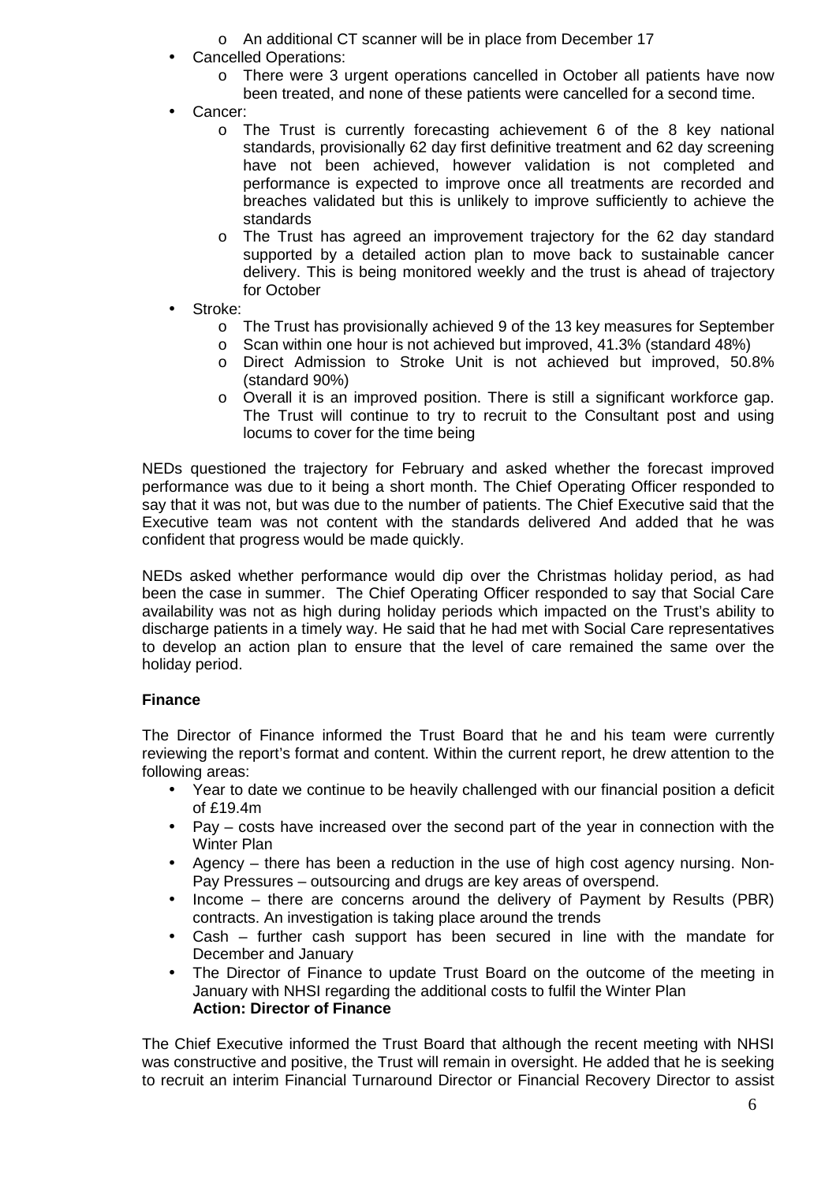- An additional CT scanner will be in place from December 17
- Cancelled Operations:
    - There were 3 urgent operations cancelled in October all patients have now been treated, and none of these patients were cancelled for a second time.
- Cancer:
    - The Trust is currently forecasting achievement 6 of the 8 key national standards, provisionally 62 day first definitive treatment and 62 day screening have not been achieved, however validation is not completed and performance is expected to improve once all treatments are recorded and breaches validated but this is unlikely to improve sufficiently to achieve the standards
    - The Trust has agreed an improvement trajectory for the 62 day standard supported by a detailed action plan to move back to sustainable cancer delivery. This is being monitored weekly and the trust is ahead of trajectory for October
- Stroke:
    - The Trust has provisionally achieved 9 of the 13 key measures for September
    - Scan within one hour is not achieved but improved, 41.3% (standard 48%)
    - Direct Admission to Stroke Unit is not achieved but improved, 50.8% (standard 90%)
    - Overall it is an improved position. There is still a significant workforce gap. The Trust will continue to try to recruit to the Consultant post and using locums to cover for the time being

NEDs questioned the trajectory for February and asked whether the forecast improved performance was due to it being a short month. The Chief Operating Officer responded to say that it was not, but was due to the number of patients. The Chief Executive said that the Executive team was not content with the standards delivered And added that he was confident that progress would be made quickly.

NEDs asked whether performance would dip over the Christmas holiday period, as had been the case in summer. The Chief Operating Officer responded to say that Social Care availability was not as high during holiday periods which impacted on the Trust's ability to discharge patients in a timely way. He said that he had met with Social Care representatives to develop an action plan to ensure that the level of care remained the same over the holiday period.

**Finance**

The Director of Finance informed the Trust Board that he and his team were currently reviewing the report's format and content. Within the current report, he drew attention to the following areas:

- Year to date we continue to be heavily challenged with our financial position a deficit of £19.4m
- Pay – costs have increased over the second part of the year in connection with the Winter Plan
- Agency – there has been a reduction in the use of high cost agency nursing. Non-Pay Pressures – outsourcing and drugs are key areas of overspend.
- Income – there are concerns around the delivery of Payment by Results (PBR) contracts. An investigation is taking place around the trends
- Cash – further cash support has been secured in line with the mandate for December and January
- The Director of Finance to update Trust Board on the outcome of the meeting in January with NHSI regarding the additional costs to fulfil the Winter Plan
  **Action: Director of Finance**

The Chief Executive informed the Trust Board that although the recent meeting with NHSI was constructive and positive, the Trust will remain in oversight. He added that he is seeking to recruit an interim Financial Turnaround Director or Financial Recovery Director to assist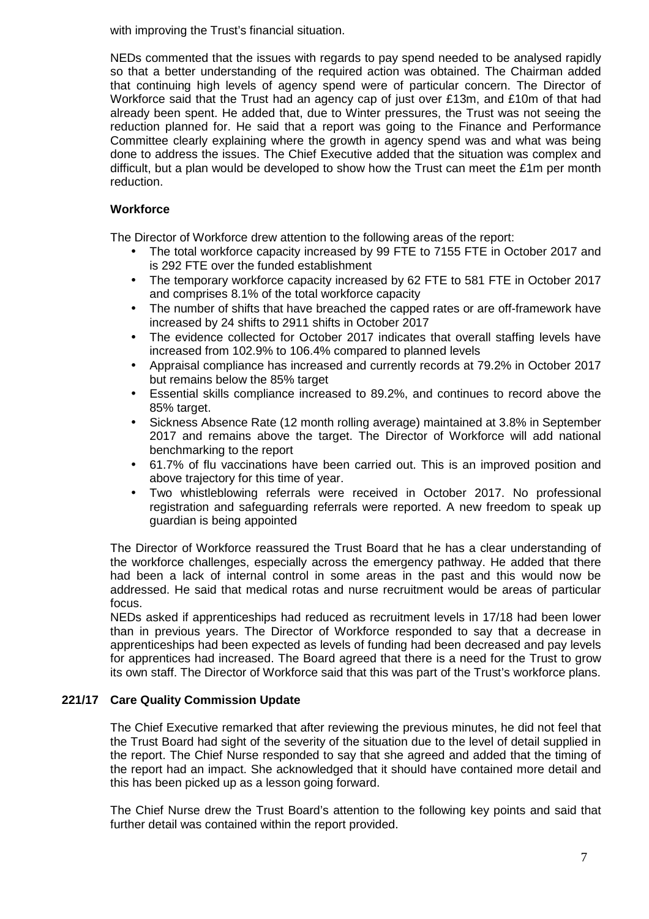with improving the Trust's financial situation.

NEDs commented that the issues with regards to pay spend needed to be analysed rapidly so that a better understanding of the required action was obtained. The Chairman added that continuing high levels of agency spend were of particular concern. The Director of Workforce said that the Trust had an agency cap of just over £13m, and £10m of that had already been spent. He added that, due to Winter pressures, the Trust was not seeing the reduction planned for. He said that a report was going to the Finance and Performance Committee clearly explaining where the growth in agency spend was and what was being done to address the issues. The Chief Executive added that the situation was complex and difficult, but a plan would be developed to show how the Trust can meet the £1m per month reduction.

**Workforce**

The Director of Workforce drew attention to the following areas of the report:

- The total workforce capacity increased by 99 FTE to 7155 FTE in October 2017 and is 292 FTE over the funded establishment
- The temporary workforce capacity increased by 62 FTE to 581 FTE in October 2017 and comprises 8.1% of the total workforce capacity
- The number of shifts that have breached the capped rates or are off-framework have increased by 24 shifts to 2911 shifts in October 2017
- The evidence collected for October 2017 indicates that overall staffing levels have increased from 102.9% to 106.4% compared to planned levels
- Appraisal compliance has increased and currently records at 79.2% in October 2017 but remains below the 85% target
- Essential skills compliance increased to 89.2%, and continues to record above the 85% target.
- Sickness Absence Rate (12 month rolling average) maintained at 3.8% in September 2017 and remains above the target. The Director of Workforce will add national benchmarking to the report
- 61.7% of flu vaccinations have been carried out. This is an improved position and above trajectory for this time of year.
- Two whistleblowing referrals were received in October 2017. No professional registration and safeguarding referrals were reported. A new freedom to speak up guardian is being appointed

The Director of Workforce reassured the Trust Board that he has a clear understanding of the workforce challenges, especially across the emergency pathway. He added that there had been a lack of internal control in some areas in the past and this would now be addressed. He said that medical rotas and nurse recruitment would be areas of particular focus.

NEDs asked if apprenticeships had reduced as recruitment levels in 17/18 had been lower than in previous years. The Director of Workforce responded to say that a decrease in apprenticeships had been expected as levels of funding had been decreased and pay levels for apprentices had increased. The Board agreed that there is a need for the Trust to grow its own staff. The Director of Workforce said that this was part of the Trust's workforce plans.

**221/17 Care Quality Commission Update**

The Chief Executive remarked that after reviewing the previous minutes, he did not feel that the Trust Board had sight of the severity of the situation due to the level of detail supplied in the report. The Chief Nurse responded to say that she agreed and added that the timing of the report had an impact. She acknowledged that it should have contained more detail and this has been picked up as a lesson going forward.

The Chief Nurse drew the Trust Board's attention to the following key points and said that further detail was contained within the report provided.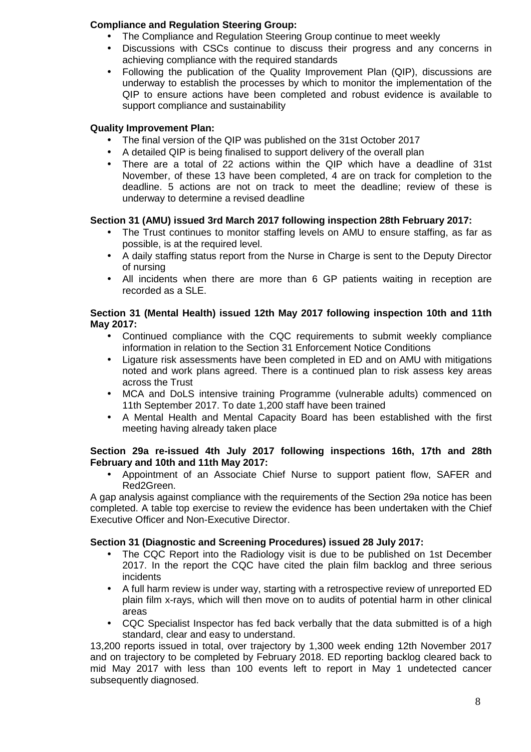**Compliance and Regulation Steering Group:**

- The Compliance and Regulation Steering Group continue to meet weekly
- Discussions with CSCs continue to discuss their progress and any concerns in achieving compliance with the required standards
- Following the publication of the Quality Improvement Plan (QIP), discussions are underway to establish the processes by which to monitor the implementation of the QIP to ensure actions have been completed and robust evidence is available to support compliance and sustainability

**Quality Improvement Plan:**

- The final version of the QIP was published on the 31st October 2017
- A detailed QIP is being finalised to support delivery of the overall plan
- There are a total of 22 actions within the QIP which have a deadline of 31st November, of these 13 have been completed, 4 are on track for completion to the deadline. 5 actions are not on track to meet the deadline; review of these is underway to determine a revised deadline

**Section 31 (AMU) issued 3rd March 2017 following inspection 28th February 2017:**

- The Trust continues to monitor staffing levels on AMU to ensure staffing, as far as possible, is at the required level.
- A daily staffing status report from the Nurse in Charge is sent to the Deputy Director of nursing
- All incidents when there are more than 6 GP patients waiting in reception are recorded as a SLE.

**Section 31 (Mental Health) issued 12th May 2017 following inspection 10th and 11th May 2017:**

- Continued compliance with the CQC requirements to submit weekly compliance information in relation to the Section 31 Enforcement Notice Conditions
- Ligature risk assessments have been completed in ED and on AMU with mitigations noted and work plans agreed. There is a continued plan to risk assess key areas across the Trust
- MCA and DoLS intensive training Programme (vulnerable adults) commenced on 11th September 2017. To date 1,200 staff have been trained
- A Mental Health and Mental Capacity Board has been established with the first meeting having already taken place

**Section 29a re-issued 4th July 2017 following inspections 16th, 17th and 28th February and 10th and 11th May 2017:**

- Appointment of an Associate Chief Nurse to support patient flow, SAFER and Red2Green.

A gap analysis against compliance with the requirements of the Section 29a notice has been completed. A table top exercise to review the evidence has been undertaken with the Chief Executive Officer and Non-Executive Director.

**Section 31 (Diagnostic and Screening Procedures) issued 28 July 2017:**

- The CQC Report into the Radiology visit is due to be published on 1st December 2017. In the report the CQC have cited the plain film backlog and three serious incidents
- A full harm review is under way, starting with a retrospective review of unreported ED plain film x-rays, which will then move on to audits of potential harm in other clinical areas
- CQC Specialist Inspector has fed back verbally that the data submitted is of a high standard, clear and easy to understand.

13,200 reports issued in total, over trajectory by 1,300 week ending 12th November 2017 and on trajectory to be completed by February 2018. ED reporting backlog cleared back to mid May 2017 with less than 100 events left to report in May 1 undetected cancer subsequently diagnosed.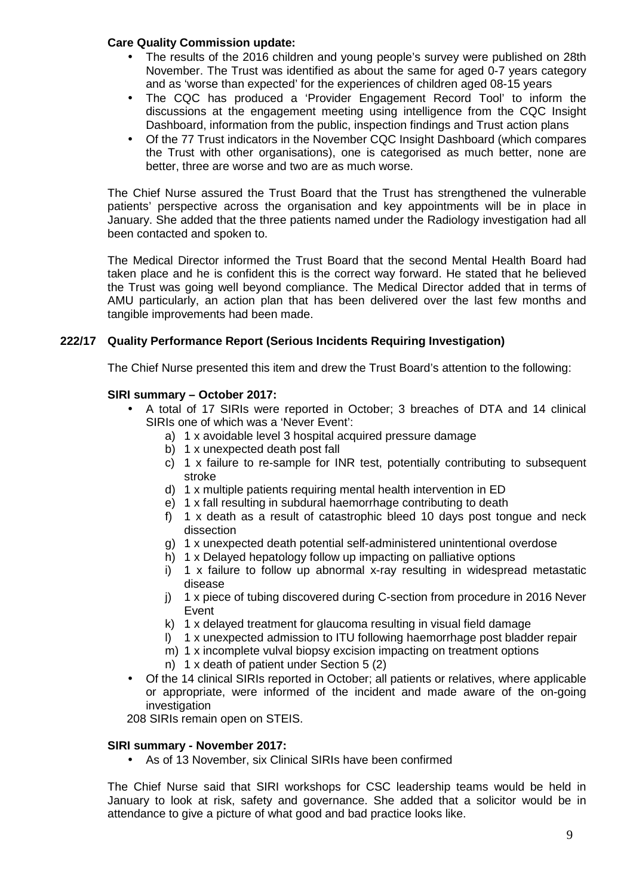**Care Quality Commission update:**

- The results of the 2016 children and young people's survey were published on 28th November. The Trust was identified as about the same for aged 0-7 years category and as 'worse than expected' for the experiences of children aged 08-15 years
- The CQC has produced a 'Provider Engagement Record Tool' to inform the discussions at the engagement meeting using intelligence from the CQC Insight Dashboard, information from the public, inspection findings and Trust action plans
- Of the 77 Trust indicators in the November CQC Insight Dashboard (which compares the Trust with other organisations), one is categorised as much better, none are better, three are worse and two are as much worse.

The Chief Nurse assured the Trust Board that the Trust has strengthened the vulnerable patients' perspective across the organisation and key appointments will be in place in January. She added that the three patients named under the Radiology investigation had all been contacted and spoken to.

The Medical Director informed the Trust Board that the second Mental Health Board had taken place and he is confident this is the correct way forward. He stated that he believed the Trust was going well beyond compliance. The Medical Director added that in terms of AMU particularly, an action plan that has been delivered over the last few months and tangible improvements had been made.

**222/17 Quality Performance Report (Serious Incidents Requiring Investigation)**

The Chief Nurse presented this item and drew the Trust Board's attention to the following:

**SIRI summary – October 2017:**

- A total of 17 SIRIs were reported in October; 3 breaches of DTA and 14 clinical SIRIs one of which was a 'Never Event':
  a) 1 x avoidable level 3 hospital acquired pressure damage
  b) 1 x unexpected death post fall
  c) 1 x failure to re-sample for INR test, potentially contributing to subsequent stroke
  d) 1 x multiple patients requiring mental health intervention in ED
  e) 1 x fall resulting in subdural haemorrhage contributing to death
  f) 1 x death as a result of catastrophic bleed 10 days post tongue and neck dissection
  g) 1 x unexpected death potential self-administered unintentional overdose
  h) 1 x Delayed hepatology follow up impacting on palliative options
  i) 1 x failure to follow up abnormal x-ray resulting in widespread metastatic disease
  j) 1 x piece of tubing discovered during C-section from procedure in 2016 Never Event
  k) 1 x delayed treatment for glaucoma resulting in visual field damage
  l) 1 x unexpected admission to ITU following haemorrhage post bladder repair
  m) 1 x incomplete vulval biopsy excision impacting on treatment options
  n) 1 x death of patient under Section 5 (2)
- Of the 14 clinical SIRIs reported in October; all patients or relatives, where applicable or appropriate, were informed of the incident and made aware of the on-going investigation

208 SIRIs remain open on STEIS.

**SIRI summary - November 2017:**

- As of 13 November, six Clinical SIRIs have been confirmed

The Chief Nurse said that SIRI workshops for CSC leadership teams would be held in January to look at risk, safety and governance. She added that a solicitor would be in attendance to give a picture of what good and bad practice looks like.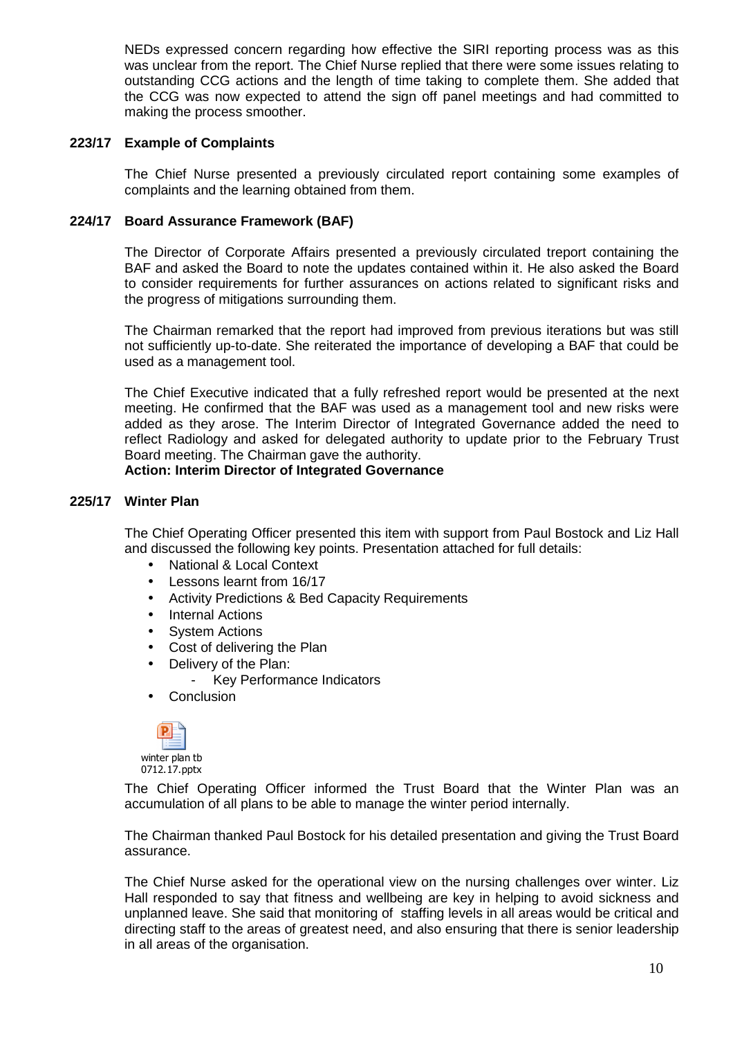NEDs expressed concern regarding how effective the SIRI reporting process was as this was unclear from the report. The Chief Nurse replied that there were some issues relating to outstanding CCG actions and the length of time taking to complete them. She added that the CCG was now expected to attend the sign off panel meetings and had committed to making the process smoother.

**223/17 Example of Complaints**

The Chief Nurse presented a previously circulated report containing some examples of complaints and the learning obtained from them.

**224/17 Board Assurance Framework (BAF)**

The Director of Corporate Affairs presented a previously circulated treport containing the BAF and asked the Board to note the updates contained within it. He also asked the Board to consider requirements for further assurances on actions related to significant risks and the progress of mitigations surrounding them.

The Chairman remarked that the report had improved from previous iterations but was still not sufficiently up-to-date. She reiterated the importance of developing a BAF that could be used as a management tool.

The Chief Executive indicated that a fully refreshed report would be presented at the next meeting. He confirmed that the BAF was used as a management tool and new risks were added as they arose. The Interim Director of Integrated Governance added the need to reflect Radiology and asked for delegated authority to update prior to the February Trust Board meeting. The Chairman gave the authority.
**Action: Interim Director of Integrated Governance**

**225/17 Winter Plan**

The Chief Operating Officer presented this item with support from Paul Bostock and Liz Hall and discussed the following key points. Presentation attached for full details:

- National & Local Context
- Lessons learnt from 16/17
- Activity Predictions & Bed Capacity Requirements
- Internal Actions
- System Actions
- Cost of delivering the Plan
- Delivery of the Plan:
  - Key Performance Indicators
- Conclusion

winter plan tb 0712.17.pptx

The Chief Operating Officer informed the Trust Board that the Winter Plan was an accumulation of all plans to be able to manage the winter period internally.

The Chairman thanked Paul Bostock for his detailed presentation and giving the Trust Board assurance.

The Chief Nurse asked for the operational view on the nursing challenges over winter. Liz Hall responded to say that fitness and wellbeing are key in helping to avoid sickness and unplanned leave. She said that monitoring of staffing levels in all areas would be critical and directing staff to the areas of greatest need, and also ensuring that there is senior leadership in all areas of the organisation.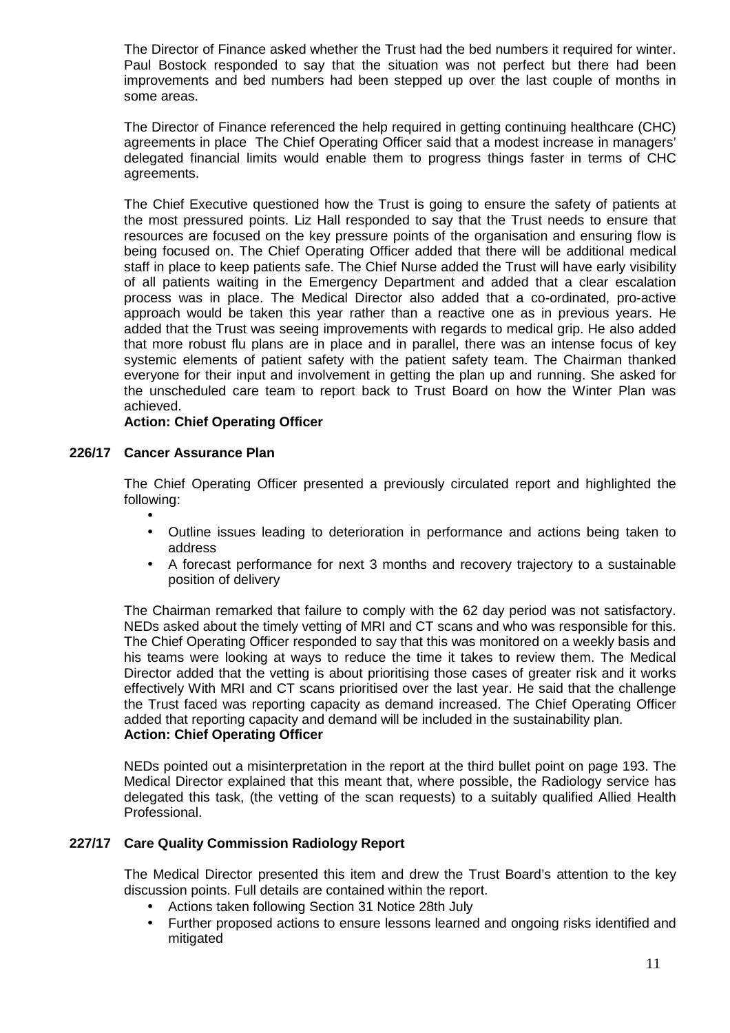The Director of Finance asked whether the Trust had the bed numbers it required for winter. Paul Bostock responded to say that the situation was not perfect but there had been improvements and bed numbers had been stepped up over the last couple of months in some areas.

The Director of Finance referenced the help required in getting continuing healthcare (CHC) agreements in place The Chief Operating Officer said that a modest increase in managers' delegated financial limits would enable them to progress things faster in terms of CHC agreements.

The Chief Executive questioned how the Trust is going to ensure the safety of patients at the most pressured points. Liz Hall responded to say that the Trust needs to ensure that resources are focused on the key pressure points of the organisation and ensuring flow is being focused on. The Chief Operating Officer added that there will be additional medical staff in place to keep patients safe. The Chief Nurse added the Trust will have early visibility of all patients waiting in the Emergency Department and added that a clear escalation process was in place. The Medical Director also added that a co-ordinated, pro-active approach would be taken this year rather than a reactive one as in previous years. He added that the Trust was seeing improvements with regards to medical grip. He also added that more robust flu plans are in place and in parallel, there was an intense focus of key systemic elements of patient safety with the patient safety team. The Chairman thanked everyone for their input and involvement in getting the plan up and running. She asked for the unscheduled care team to report back to Trust Board on how the Winter Plan was achieved.
**Action: Chief Operating Officer**

**226/17 Cancer Assurance Plan**

The Chief Operating Officer presented a previously circulated report and highlighted the following:

- 
- Outline issues leading to deterioration in performance and actions being taken to address
- A forecast performance for next 3 months and recovery trajectory to a sustainable position of delivery

The Chairman remarked that failure to comply with the 62 day period was not satisfactory. NEDs asked about the timely vetting of MRI and CT scans and who was responsible for this. The Chief Operating Officer responded to say that this was monitored on a weekly basis and his teams were looking at ways to reduce the time it takes to review them. The Medical Director added that the vetting is about prioritising those cases of greater risk and it works effectively With MRI and CT scans prioritised over the last year. He said that the challenge the Trust faced was reporting capacity as demand increased. The Chief Operating Officer added that reporting capacity and demand will be included in the sustainability plan.
**Action: Chief Operating Officer**

NEDs pointed out a misinterpretation in the report at the third bullet point on page 193. The Medical Director explained that this meant that, where possible, the Radiology service has delegated this task, (the vetting of the scan requests) to a suitably qualified Allied Health Professional.

**227/17 Care Quality Commission Radiology Report**

The Medical Director presented this item and drew the Trust Board's attention to the key discussion points. Full details are contained within the report.

- Actions taken following Section 31 Notice 28th July
- Further proposed actions to ensure lessons learned and ongoing risks identified and mitigated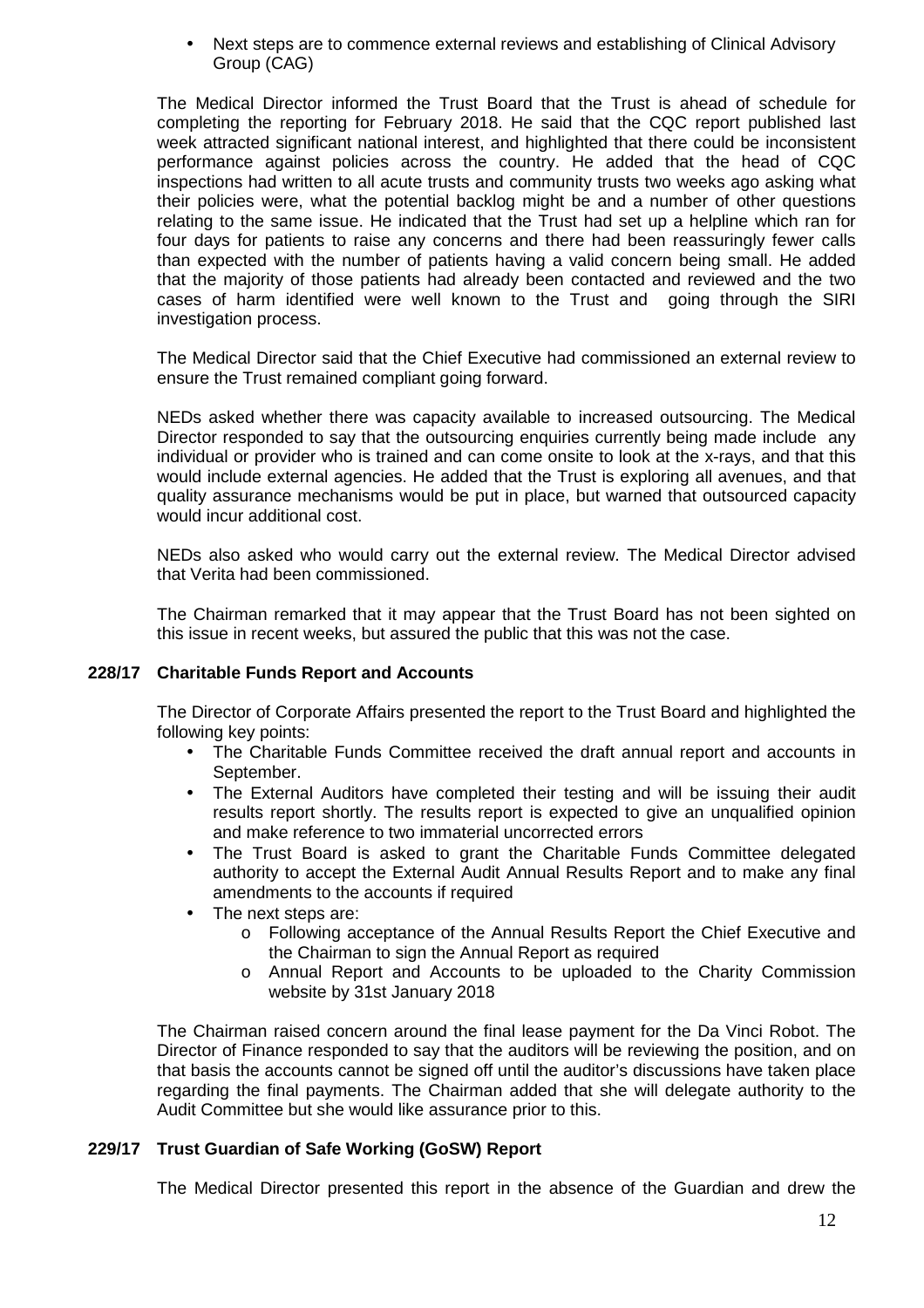- Next steps are to commence external reviews and establishing of Clinical Advisory Group (CAG)

The Medical Director informed the Trust Board that the Trust is ahead of schedule for completing the reporting for February 2018. He said that the CQC report published last week attracted significant national interest, and highlighted that there could be inconsistent performance against policies across the country. He added that the head of CQC inspections had written to all acute trusts and community trusts two weeks ago asking what their policies were, what the potential backlog might be and a number of other questions relating to the same issue. He indicated that the Trust had set up a helpline which ran for four days for patients to raise any concerns and there had been reassuringly fewer calls than expected with the number of patients having a valid concern being small. He added that the majority of those patients had already been contacted and reviewed and the two cases of harm identified were well known to the Trust and going through the SIRI investigation process.

The Medical Director said that the Chief Executive had commissioned an external review to ensure the Trust remained compliant going forward.

NEDs asked whether there was capacity available to increased outsourcing. The Medical Director responded to say that the outsourcing enquiries currently being made include any individual or provider who is trained and can come onsite to look at the x-rays, and that this would include external agencies. He added that the Trust is exploring all avenues, and that quality assurance mechanisms would be put in place, but warned that outsourced capacity would incur additional cost.

NEDs also asked who would carry out the external review. The Medical Director advised that Verita had been commissioned.

The Chairman remarked that it may appear that the Trust Board has not been sighted on this issue in recent weeks, but assured the public that this was not the case.

## 228/17 Charitable Funds Report and Accounts

The Director of Corporate Affairs presented the report to the Trust Board and highlighted the following key points:

- The Charitable Funds Committee received the draft annual report and accounts in September.
- The External Auditors have completed their testing and will be issuing their audit results report shortly. The results report is expected to give an unqualified opinion and make reference to two immaterial uncorrected errors
- The Trust Board is asked to grant the Charitable Funds Committee delegated authority to accept the External Audit Annual Results Report and to make any final amendments to the accounts if required
- The next steps are:
  - Following acceptance of the Annual Results Report the Chief Executive and the Chairman to sign the Annual Report as required
  - Annual Report and Accounts to be uploaded to the Charity Commission website by 31st January 2018

The Chairman raised concern around the final lease payment for the Da Vinci Robot. The Director of Finance responded to say that the auditors will be reviewing the position, and on that basis the accounts cannot be signed off until the auditor's discussions have taken place regarding the final payments. The Chairman added that she will delegate authority to the Audit Committee but she would like assurance prior to this.

## 229/17 Trust Guardian of Safe Working (GoSW) Report

The Medical Director presented this report in the absence of the Guardian and drew the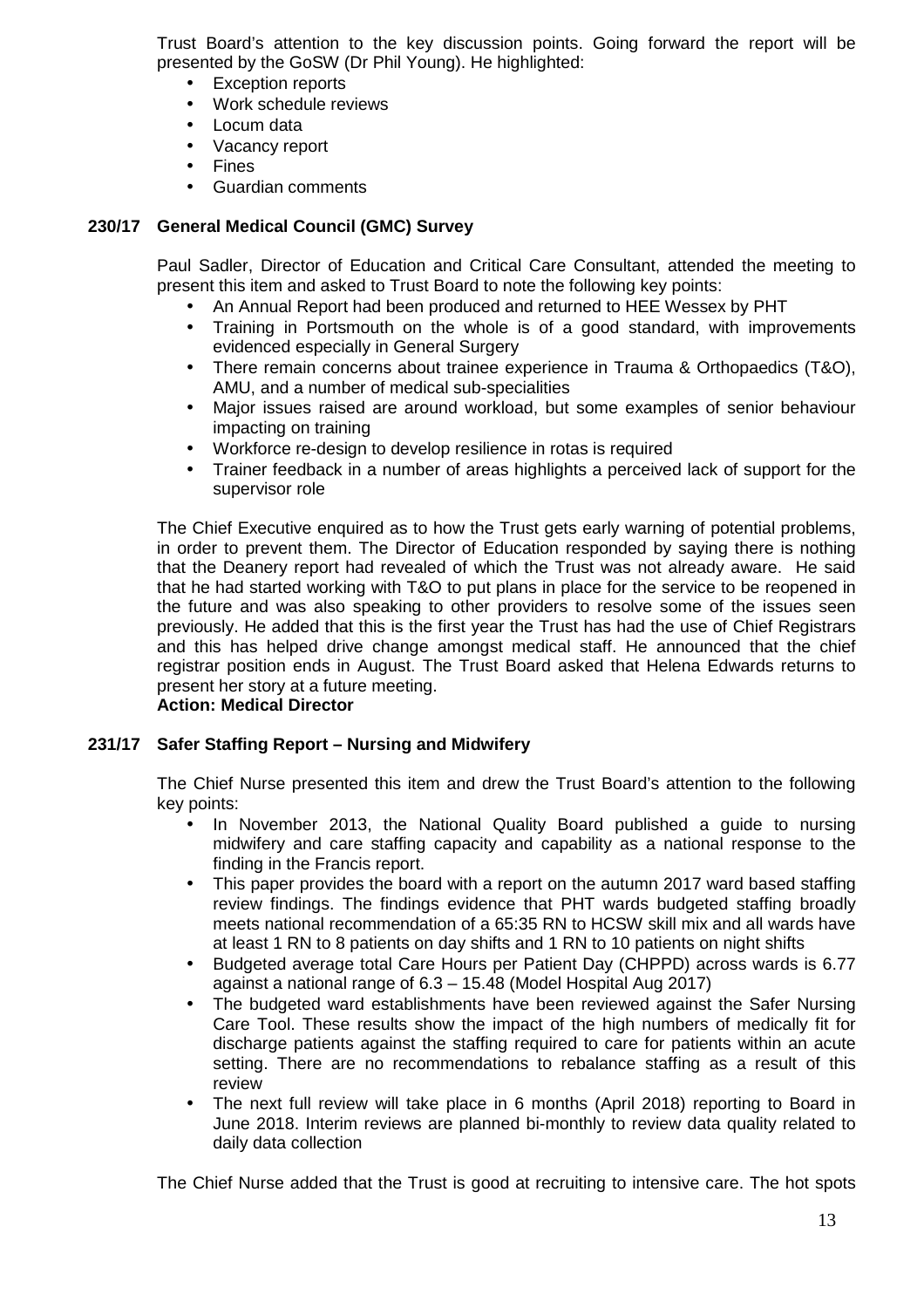Trust Board's attention to the key discussion points. Going forward the report will be presented by the GoSW (Dr Phil Young). He highlighted:

- Exception reports
- Work schedule reviews
- Locum data
- Vacancy report
- Fines
- Guardian comments

**230/17 General Medical Council (GMC) Survey**

Paul Sadler, Director of Education and Critical Care Consultant, attended the meeting to present this item and asked to Trust Board to note the following key points:

- An Annual Report had been produced and returned to HEE Wessex by PHT
- Training in Portsmouth on the whole is of a good standard, with improvements evidenced especially in General Surgery
- There remain concerns about trainee experience in Trauma & Orthopaedics (T&O), AMU, and a number of medical sub-specialities
- Major issues raised are around workload, but some examples of senior behaviour impacting on training
- Workforce re-design to develop resilience in rotas is required
- Trainer feedback in a number of areas highlights a perceived lack of support for the supervisor role

The Chief Executive enquired as to how the Trust gets early warning of potential problems, in order to prevent them. The Director of Education responded by saying there is nothing that the Deanery report had revealed of which the Trust was not already aware. He said that he had started working with T&O to put plans in place for the service to be reopened in the future and was also speaking to other providers to resolve some of the issues seen previously. He added that this is the first year the Trust has had the use of Chief Registrars and this has helped drive change amongst medical staff. He announced that the chief registrar position ends in August. The Trust Board asked that Helena Edwards returns to present her story at a future meeting.
**Action: Medical Director**

**231/17 Safer Staffing Report – Nursing and Midwifery**

The Chief Nurse presented this item and drew the Trust Board's attention to the following key points:

- In November 2013, the National Quality Board published a guide to nursing midwifery and care staffing capacity and capability as a national response to the finding in the Francis report.
- This paper provides the board with a report on the autumn 2017 ward based staffing review findings. The findings evidence that PHT wards budgeted staffing broadly meets national recommendation of a 65:35 RN to HCSW skill mix and all wards have at least 1 RN to 8 patients on day shifts and 1 RN to 10 patients on night shifts
- Budgeted average total Care Hours per Patient Day (CHPPD) across wards is 6.77 against a national range of 6.3 – 15.48 (Model Hospital Aug 2017)
- The budgeted ward establishments have been reviewed against the Safer Nursing Care Tool. These results show the impact of the high numbers of medically fit for discharge patients against the staffing required to care for patients within an acute setting. There are no recommendations to rebalance staffing as a result of this review
- The next full review will take place in 6 months (April 2018) reporting to Board in June 2018. Interim reviews are planned bi-monthly to review data quality related to daily data collection

The Chief Nurse added that the Trust is good at recruiting to intensive care. The hot spots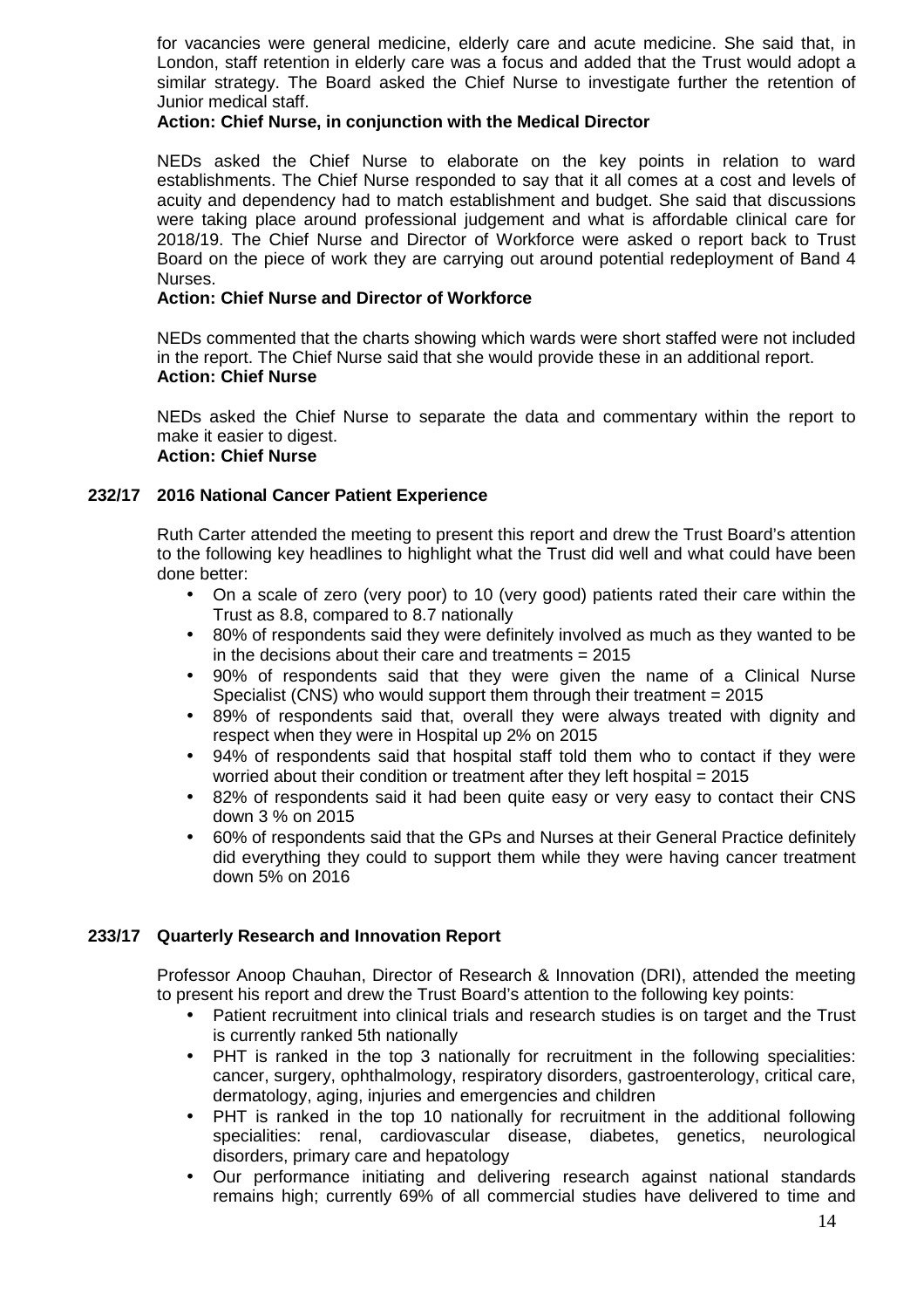for vacancies were general medicine, elderly care and acute medicine. She said that, in London, staff retention in elderly care was a focus and added that the Trust would adopt a similar strategy. The Board asked the Chief Nurse to investigate further the retention of Junior medical staff.

**Action: Chief Nurse, in conjunction with the Medical Director**

NEDs asked the Chief Nurse to elaborate on the key points in relation to ward establishments. The Chief Nurse responded to say that it all comes at a cost and levels of acuity and dependency had to match establishment and budget. She said that discussions were taking place around professional judgement and what is affordable clinical care for 2018/19. The Chief Nurse and Director of Workforce were asked o report back to Trust Board on the piece of work they are carrying out around potential redeployment of Band 4 Nurses.

**Action: Chief Nurse and Director of Workforce**

NEDs commented that the charts showing which wards were short staffed were not included in the report. The Chief Nurse said that she would provide these in an additional report.

**Action: Chief Nurse**

NEDs asked the Chief Nurse to separate the data and commentary within the report to make it easier to digest.

**Action: Chief Nurse**

**232/17 2016 National Cancer Patient Experience**

Ruth Carter attended the meeting to present this report and drew the Trust Board's attention to the following key headlines to highlight what the Trust did well and what could have been done better:

- On a scale of zero (very poor) to 10 (very good) patients rated their care within the Trust as 8.8, compared to 8.7 nationally
- 80% of respondents said they were definitely involved as much as they wanted to be in the decisions about their care and treatments = 2015
- 90% of respondents said that they were given the name of a Clinical Nurse Specialist (CNS) who would support them through their treatment = 2015
- 89% of respondents said that, overall they were always treated with dignity and respect when they were in Hospital up 2% on 2015
- 94% of respondents said that hospital staff told them who to contact if they were worried about their condition or treatment after they left hospital = 2015
- 82% of respondents said it had been quite easy or very easy to contact their CNS down 3 % on 2015
- 60% of respondents said that the GPs and Nurses at their General Practice definitely did everything they could to support them while they were having cancer treatment down 5% on 2016

**233/17 Quarterly Research and Innovation Report**

Professor Anoop Chauhan, Director of Research & Innovation (DRI), attended the meeting to present his report and drew the Trust Board's attention to the following key points:

- Patient recruitment into clinical trials and research studies is on target and the Trust is currently ranked 5th nationally
- PHT is ranked in the top 3 nationally for recruitment in the following specialities: cancer, surgery, ophthalmology, respiratory disorders, gastroenterology, critical care, dermatology, aging, injuries and emergencies and children
- PHT is ranked in the top 10 nationally for recruitment in the additional following specialities: renal, cardiovascular disease, diabetes, genetics, neurological disorders, primary care and hepatology
- Our performance initiating and delivering research against national standards remains high; currently 69% of all commercial studies have delivered to time and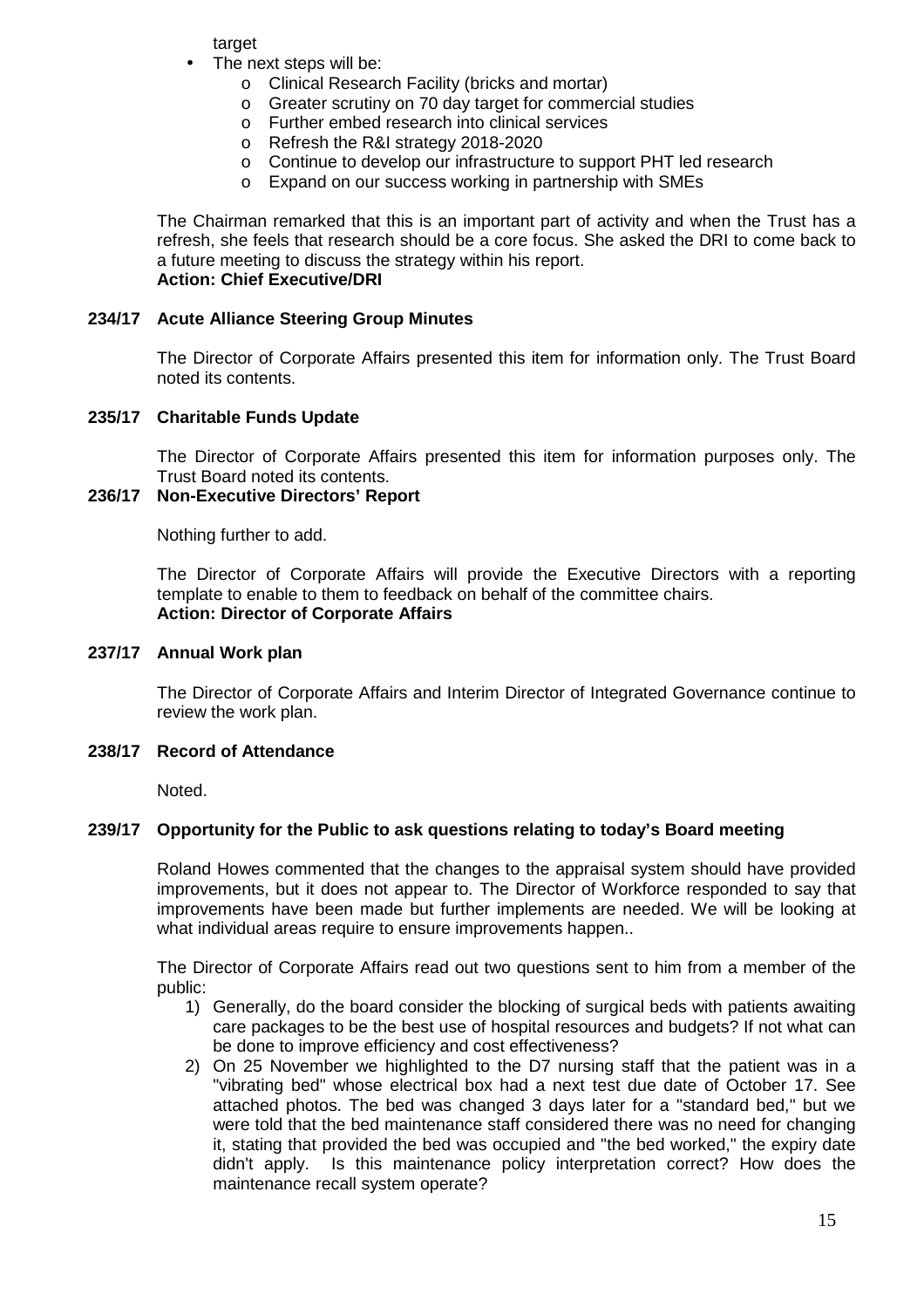target

- The next steps will be:
  - Clinical Research Facility (bricks and mortar)
  - Greater scrutiny on 70 day target for commercial studies
  - Further embed research into clinical services
  - Refresh the R&I strategy 2018-2020
  - Continue to develop our infrastructure to support PHT led research
  - Expand on our success working in partnership with SMEs

The Chairman remarked that this is an important part of activity and when the Trust has a refresh, she feels that research should be a core focus. She asked the DRI to come back to a future meeting to discuss the strategy within his report.
**Action: Chief Executive/DRI**

**234/17 Acute Alliance Steering Group Minutes**

The Director of Corporate Affairs presented this item for information only. The Trust Board noted its contents.

**235/17 Charitable Funds Update**

The Director of Corporate Affairs presented this item for information purposes only. The Trust Board noted its contents.

**236/17 Non-Executive Directors' Report**

Nothing further to add.

The Director of Corporate Affairs will provide the Executive Directors with a reporting template to enable to them to feedback on behalf of the committee chairs.
**Action: Director of Corporate Affairs**

**237/17 Annual Work plan**

The Director of Corporate Affairs and Interim Director of Integrated Governance continue to review the work plan.

**238/17 Record of Attendance**

Noted.

**239/17 Opportunity for the Public to ask questions relating to today's Board meeting**

Roland Howes commented that the changes to the appraisal system should have provided improvements, but it does not appear to. The Director of Workforce responded to say that improvements have been made but further implements are needed. We will be looking at what individual areas require to ensure improvements happen..

The Director of Corporate Affairs read out two questions sent to him from a member of the public:

1) Generally, do the board consider the blocking of surgical beds with patients awaiting care packages to be the best use of hospital resources and budgets? If not what can be done to improve efficiency and cost effectiveness?
2) On 25 November we highlighted to the D7 nursing staff that the patient was in a "vibrating bed" whose electrical box had a next test due date of October 17. See attached photos. The bed was changed 3 days later for a "standard bed," but we were told that the bed maintenance staff considered there was no need for changing it, stating that provided the bed was occupied and "the bed worked," the expiry date didn't apply. Is this maintenance policy interpretation correct? How does the maintenance recall system operate?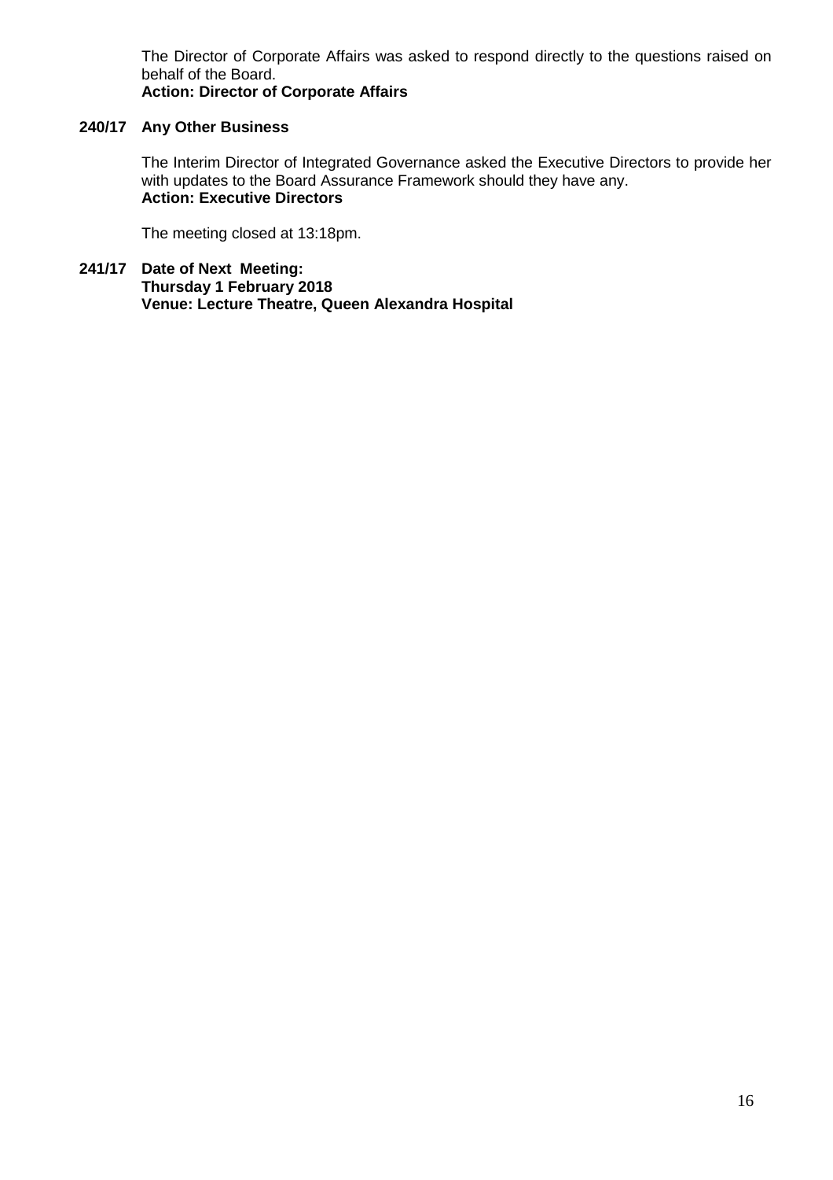The Director of Corporate Affairs was asked to respond directly to the questions raised on behalf of the Board.
**Action: Director of Corporate Affairs**

**240/17 Any Other Business**

The Interim Director of Integrated Governance asked the Executive Directors to provide her with updates to the Board Assurance Framework should they have any.
**Action: Executive Directors**

The meeting closed at 13:18pm.

**241/17 Date of Next Meeting:**
**Thursday 1 February 2018**
**Venue: Lecture Theatre, Queen Alexandra Hospital**